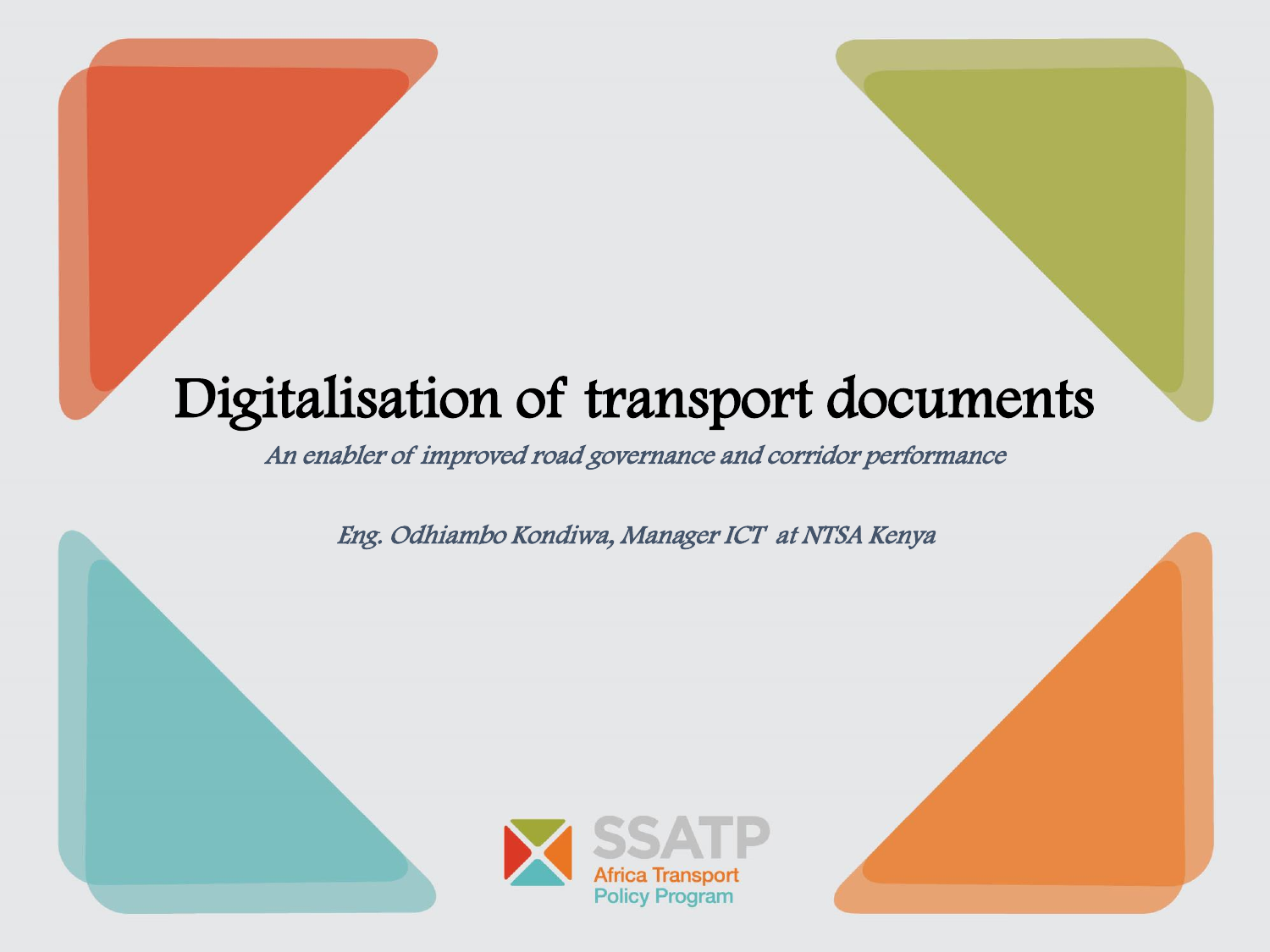# Digitalisation of transport documents

*An enabler of improved road governance and corridor performance*

*Eng. Odhiambo Kondiwa, Manager ICT at NTSA Kenya*

SSATP
Africa Transport
Policy Program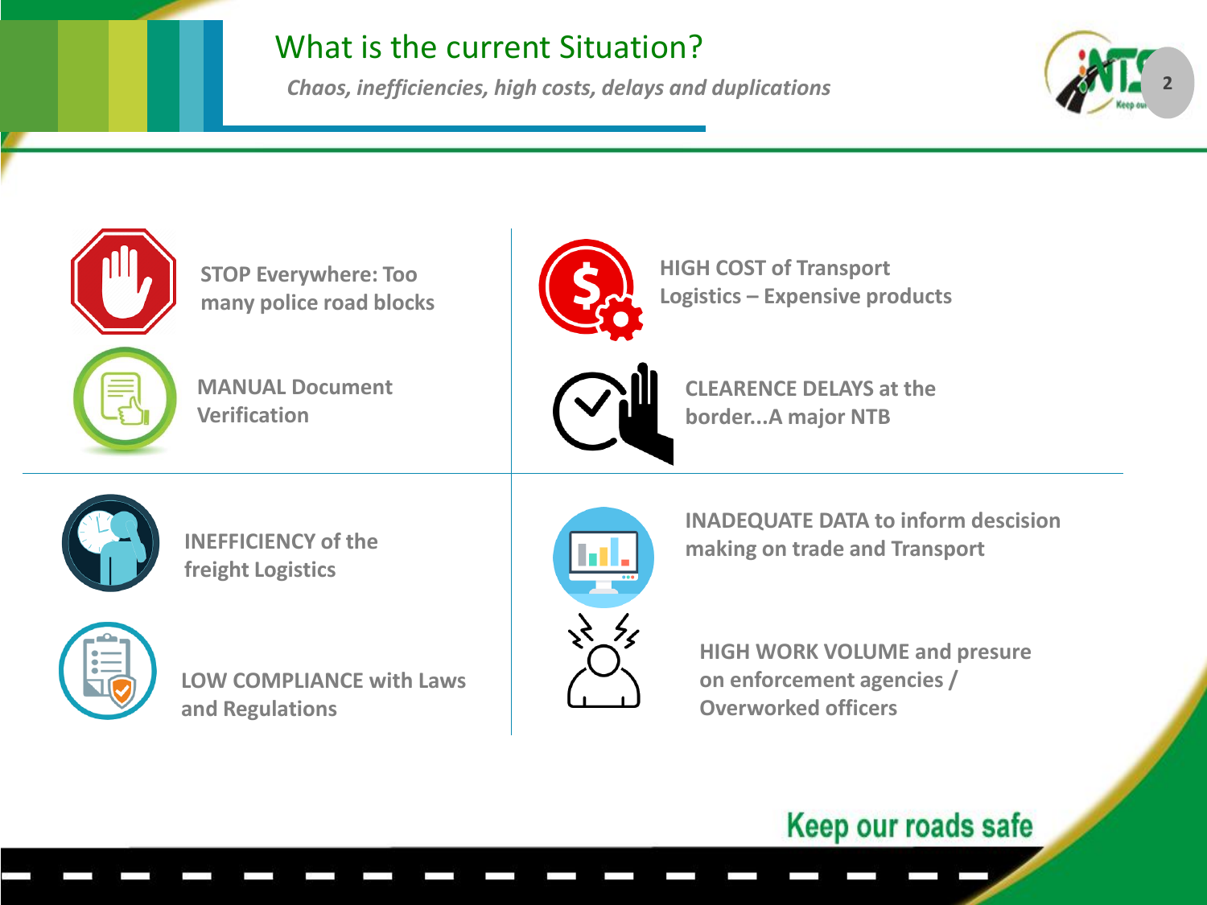# What is the current Situation?

*Chaos, inefficiencies, high costs, delays and duplications*

- **STOP Everywhere: Too many police road blocks**
- **MANUAL Document Verification**
- **HIGH COST of Transport Logistics – Expensive products**
- **CLEARENCE DELAYS at the border...A major NTB**
- **INEFFICIENCY of the freight Logistics**
- **LOW COMPLIANCE with Laws and Regulations**
- **INADEQUATE DATA to inform descision making on trade and Transport**
- **HIGH WORK VOLUME and presure on enforcement agencies / Overworked officers**

Keep our roads safe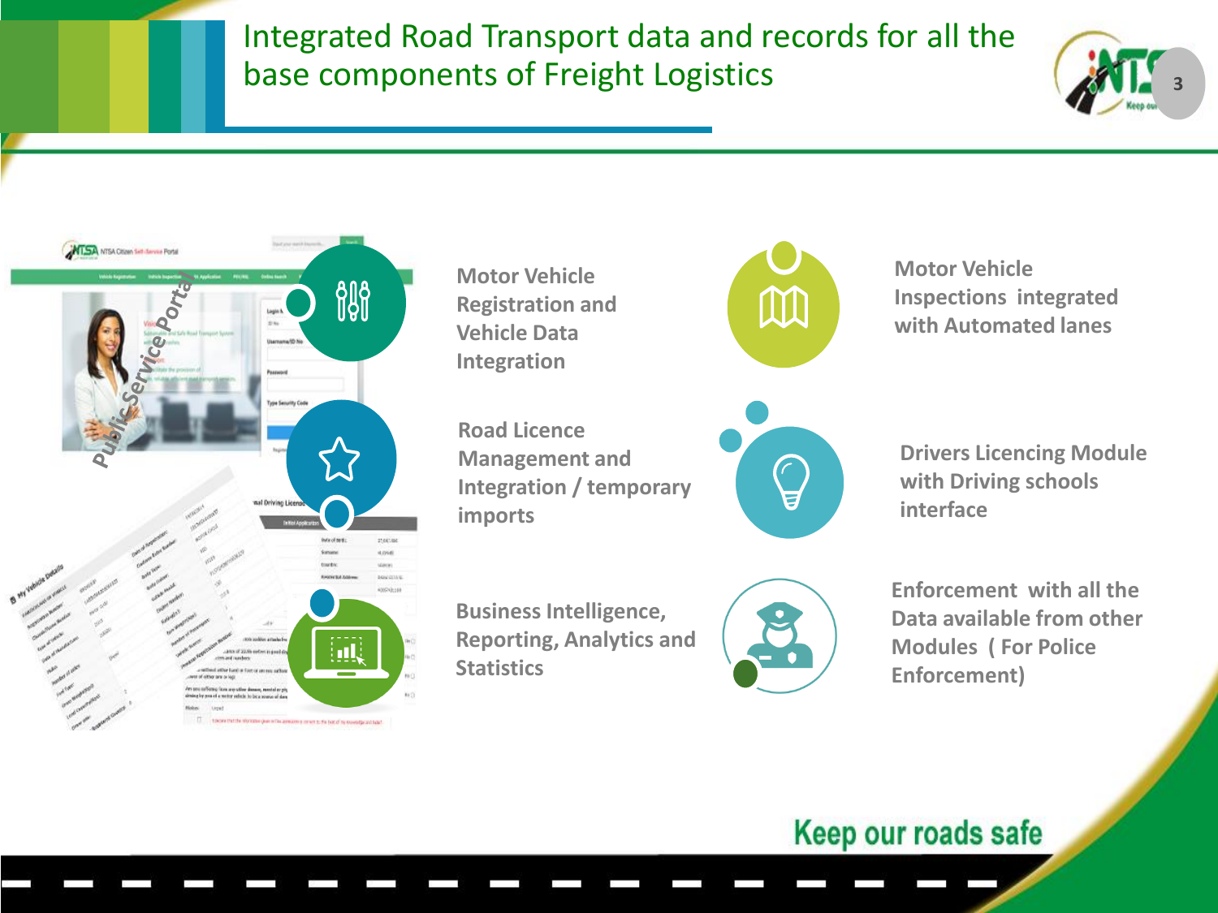# Integrated Road Transport data and records for all the base components of Freight Logistics

Public Service Portal

- Motor Vehicle Registration and Vehicle Data Integration
- Motor Vehicle Inspections integrated with Automated lanes
- Road Licence Management and Integration / temporary imports
- Drivers Licencing Module with Driving schools interface
- Business Intelligence, Reporting, Analytics and Statistics
- Enforcement with all the Data available from other Modules ( For Police Enforcement)

Keep our roads safe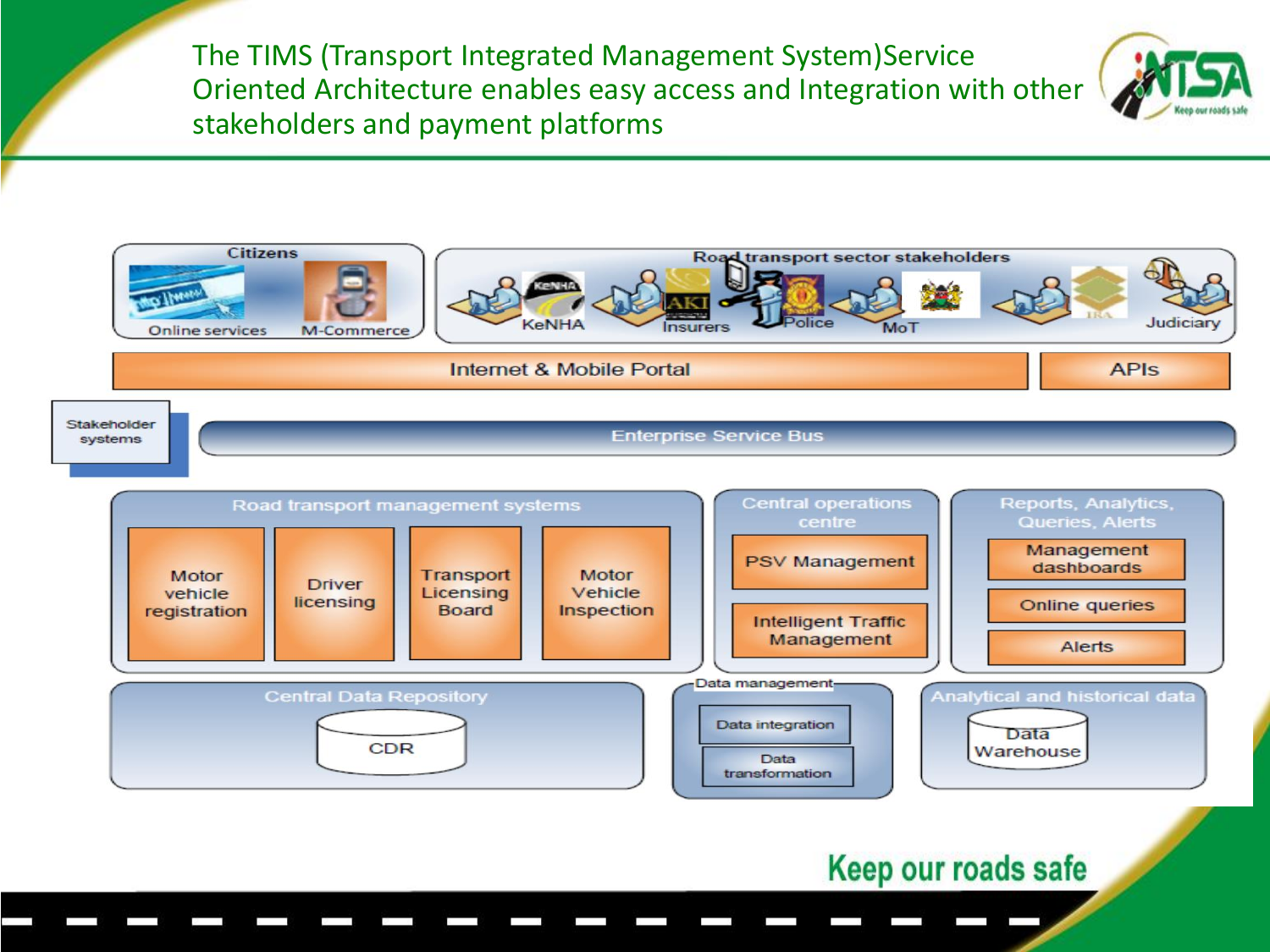# The TIMS (Transport Integrated Management System)Service Oriented Architecture enables easy access and Integration with other stakeholders and payment platforms

**Citizens**
- Online services
- M-Commerce

**Road transport sector stakeholders**
- KeNHA
- Insurers
- Police
- MoT
- IRA
- Judiciary

Internet & Mobile Portal | APIs

Stakeholder systems

Enterprise Service Bus

**Road transport management systems**
- Motor vehicle registration
- Driver licensing
- Transport Licensing Board
- Motor Vehicle Inspection

**Central operations centre**
- PSV Management
- Intelligent Traffic Management

**Reports, Analytics, Queries, Alerts**
- Management dashboards
- Online queries
- Alerts

**Central Data Repository**
- CDR

**Data management**
- Data integration
- Data transformation

**Analytical and historical data**
- Data Warehouse

Keep our roads safe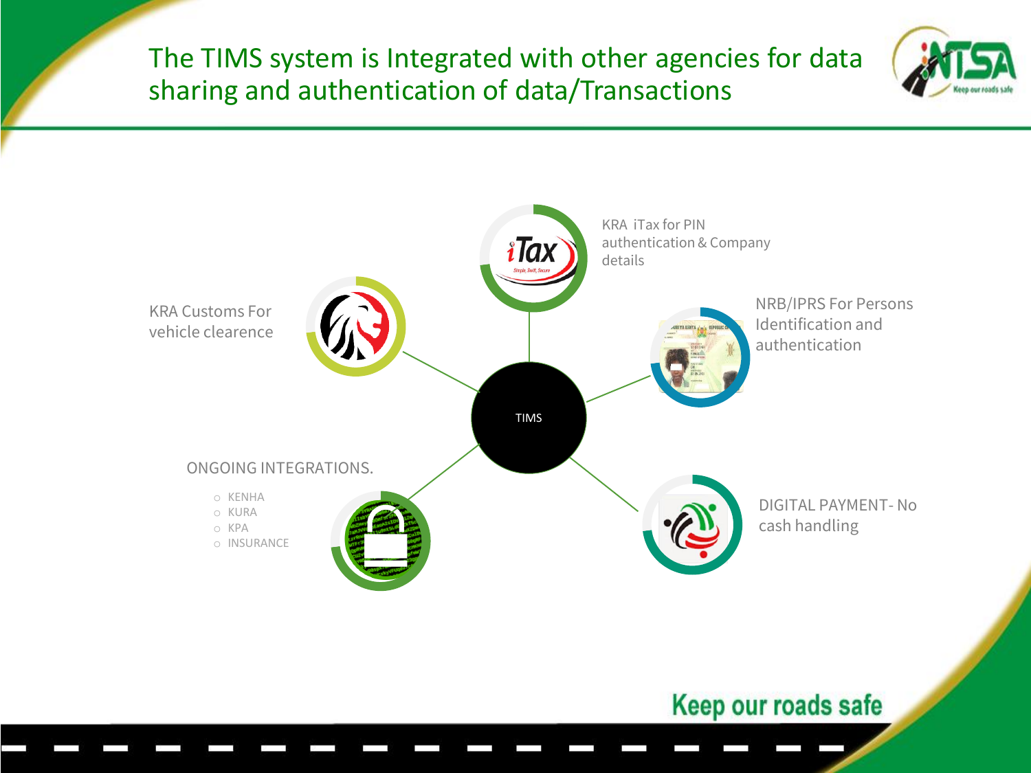# The TIMS system is Integrated with other agencies for data sharing and authentication of data/Transactions

TIMS

- KRA iTax for PIN authentication & Company details
- NRB/IPRS For Persons Identification and authentication
- DIGITAL PAYMENT- No cash handling
- KRA Customs For vehicle clearence

ONGOING INTEGRATIONS.

- KENHA
- KURA
- KPA
- INSURANCE

Keep our roads safe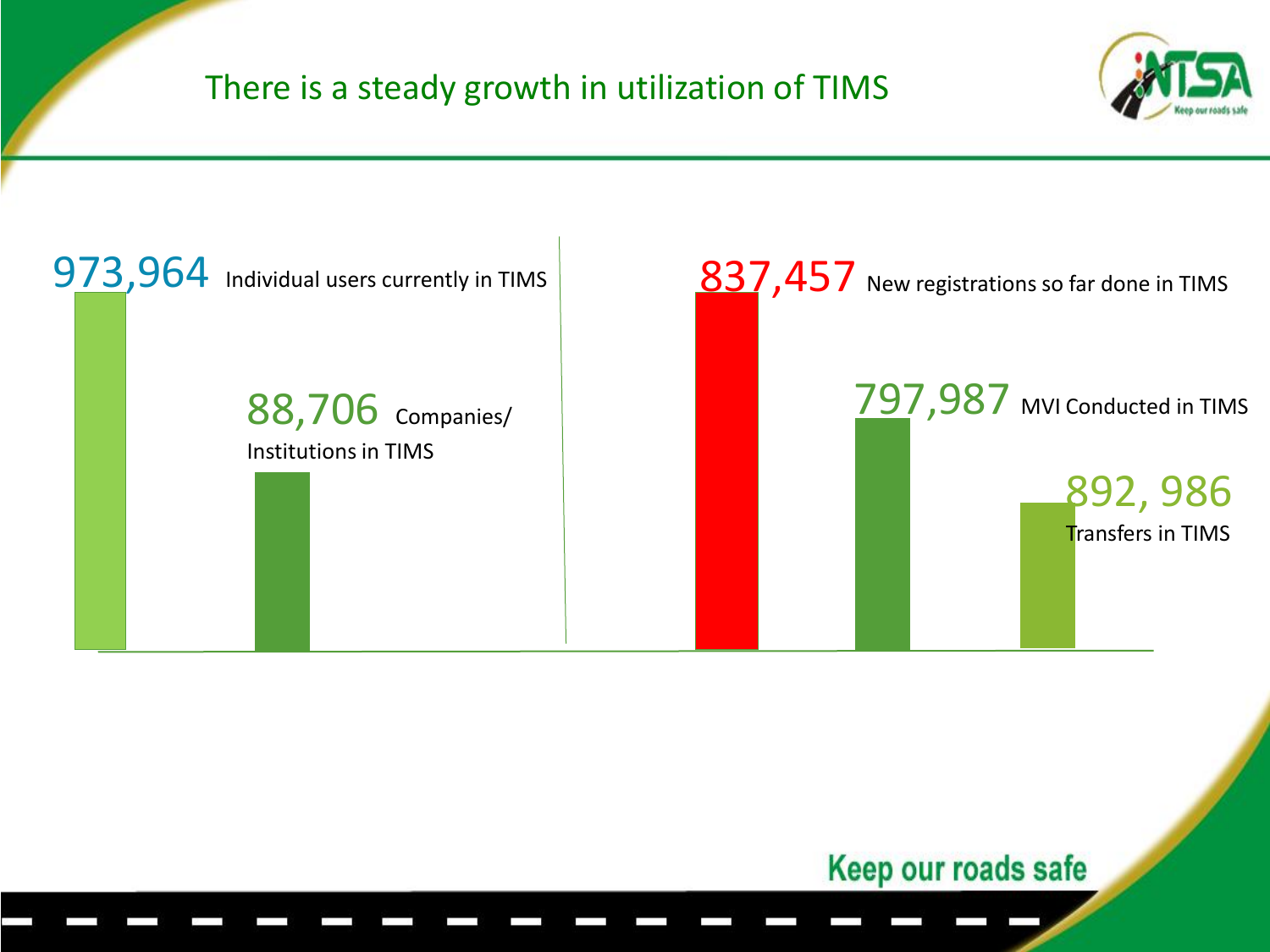# There is a steady growth in utilization of TIMS

973,964 Individual users currently in TIMS

88,706 Companies/ Institutions in TIMS

837,457 New registrations so far done in TIMS

797,987 MVI Conducted in TIMS

892, 986 Transfers in TIMS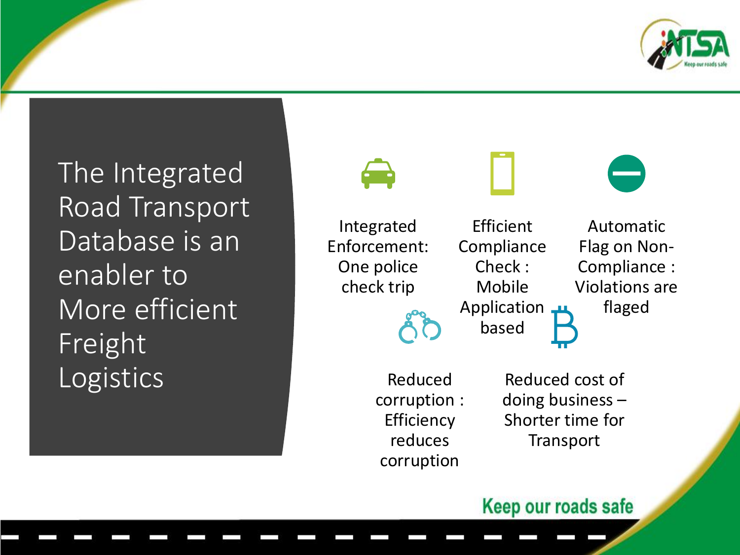# The Integrated Road Transport Database is an enabler to More efficient Freight Logistics

- Integrated Enforcement: One police check trip
- Efficient Compliance Check : Mobile Application based
- Automatic Flag on Non-Compliance : Violations are flaged
- Reduced corruption : Efficiency reduces corruption
- Reduced cost of doing business – Shorter time for Transport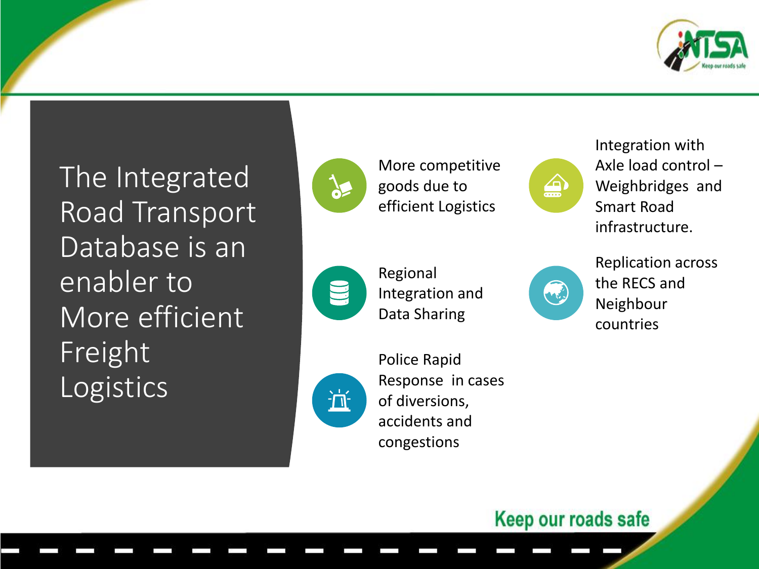# The Integrated Road Transport Database is an enabler to More efficient Freight Logistics

- More competitive goods due to efficient Logistics
- Regional Integration and Data Sharing
- Police Rapid Response in cases of diversions, accidents and congestions
- Integration with Axle load control – Weighbridges and Smart Road infrastructure.
- Replication across the RECS and Neighbour countries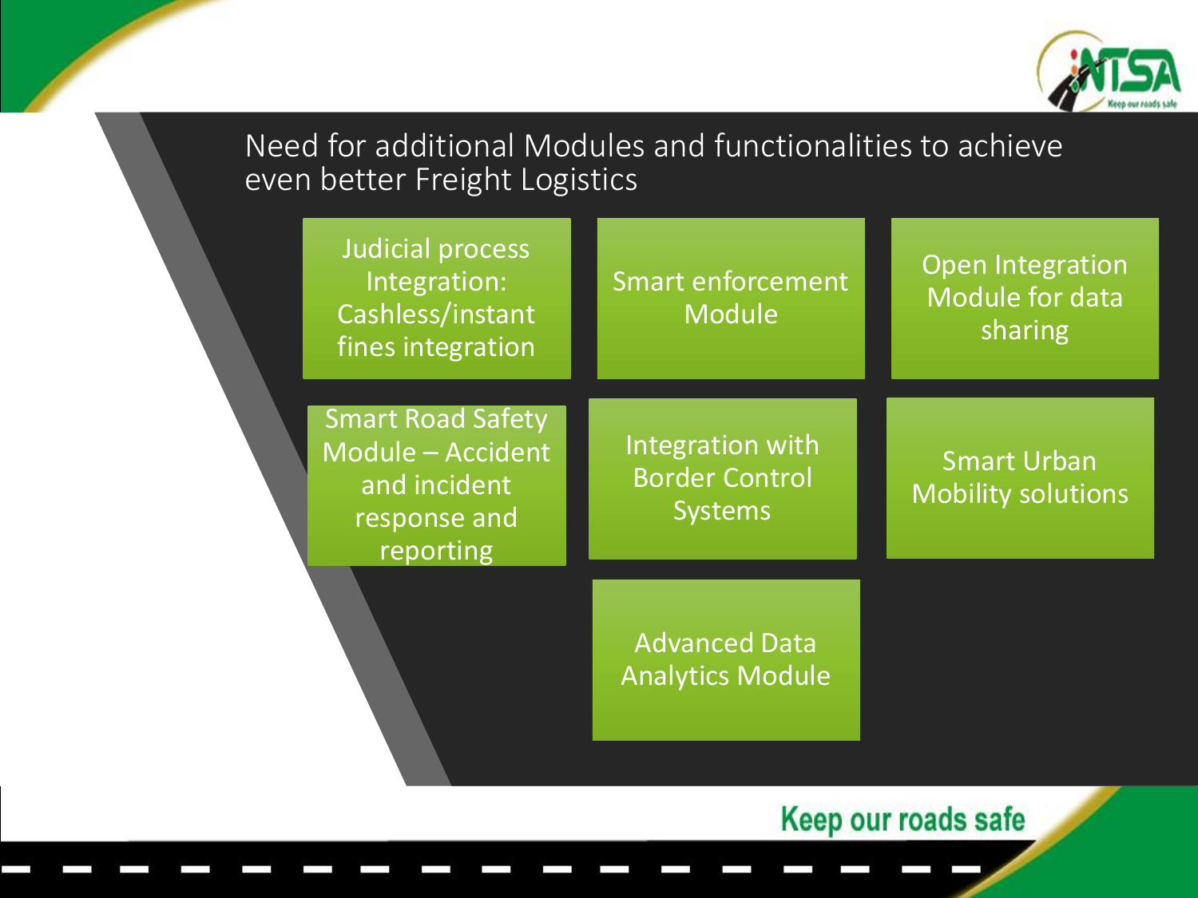# Need for additional Modules and functionalities to achieve even better Freight Logistics

- Judicial process Integration: Cashless/instant fines integration
- Smart enforcement Module
- Open Integration Module for data sharing
- Smart Road Safety Module – Accident and incident response and reporting
- Integration with Border Control Systems
- Smart Urban Mobility solutions
- Advanced Data Analytics Module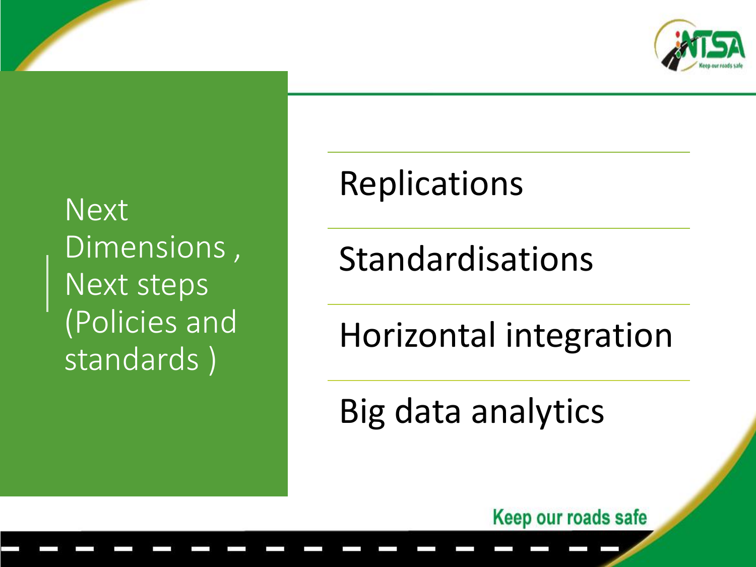# Next Dimensions , Next steps (Policies and standards )

- Replications
- Standardisations
- Horizontal integration
- Big data analytics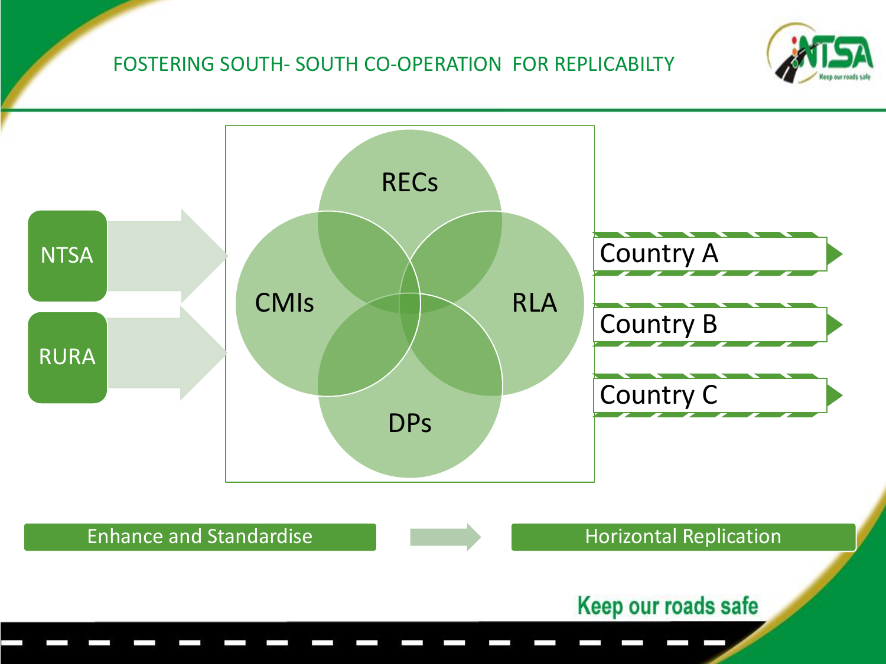# FOSTERING SOUTH- SOUTH CO-OPERATION FOR REPLICABILTY

NTSA

RURA

RECs

CMIs

RLA

DPs

Country A

Country B

Country C

Enhance and Standardise

Horizontal Replication

Keep our roads safe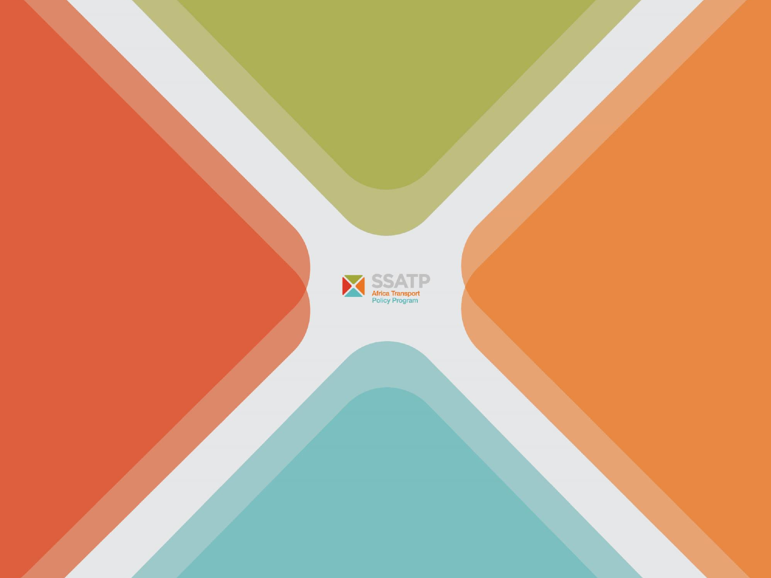SSATP

Africa Transport Policy Program